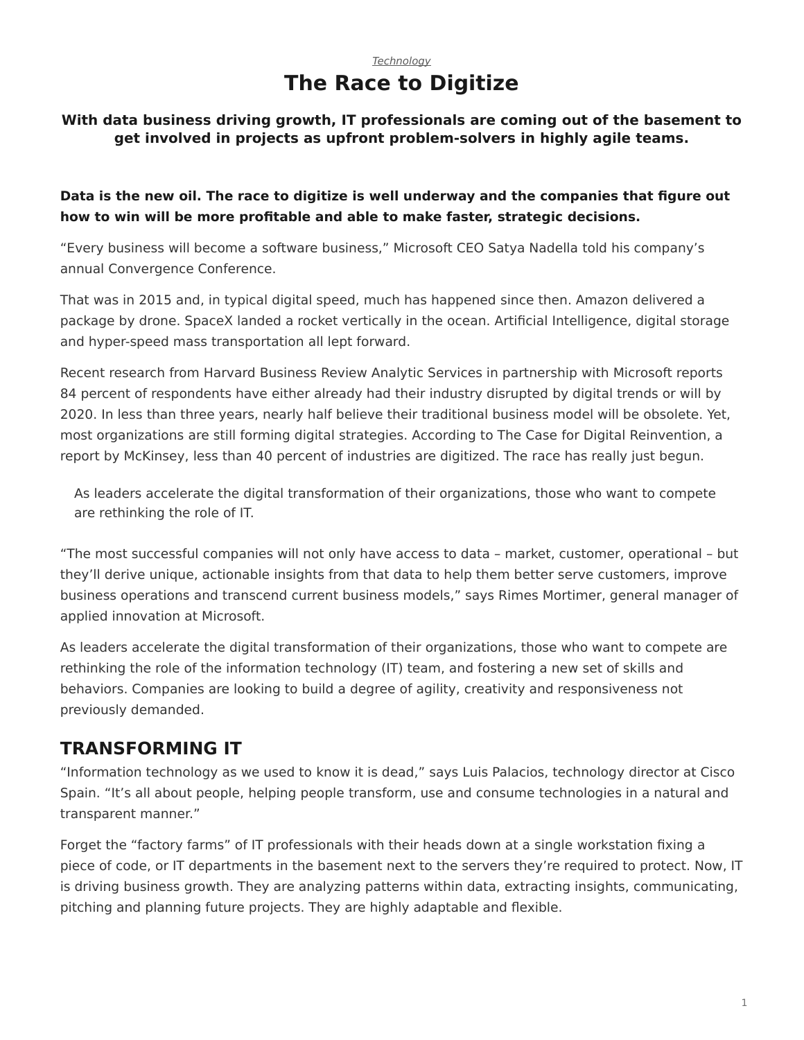*Technology*

# The Race to Digitize

**With data business driving growth, IT professionals are coming out of the basement to get involved in projects as upfront problem-solvers in highly agile teams.**

**Data is the new oil. The race to digitize is well underway and the companies that figure out how to win will be more profitable and able to make faster, strategic decisions.**

“Every business will become a software business,” Microsoft CEO Satya Nadella told his company’s annual Convergence Conference.

That was in 2015 and, in typical digital speed, much has happened since then. Amazon delivered a package by drone. SpaceX landed a rocket vertically in the ocean. Artificial Intelligence, digital storage and hyper-speed mass transportation all lept forward.

Recent research from Harvard Business Review Analytic Services in partnership with Microsoft reports 84 percent of respondents have either already had their industry disrupted by digital trends or will by 2020. In less than three years, nearly half believe their traditional business model will be obsolete. Yet, most organizations are still forming digital strategies. According to The Case for Digital Reinvention, a report by McKinsey, less than 40 percent of industries are digitized. The race has really just begun.

> As leaders accelerate the digital transformation of their organizations, those who want to compete are rethinking the role of IT.

“The most successful companies will not only have access to data – market, customer, operational – but they’ll derive unique, actionable insights from that data to help them better serve customers, improve business operations and transcend current business models,” says Rimes Mortimer, general manager of applied innovation at Microsoft.

As leaders accelerate the digital transformation of their organizations, those who want to compete are rethinking the role of the information technology (IT) team, and fostering a new set of skills and behaviors. Companies are looking to build a degree of agility, creativity and responsiveness not previously demanded.

## TRANSFORMING IT

“Information technology as we used to know it is dead,” says Luis Palacios, technology director at Cisco Spain. “It’s all about people, helping people transform, use and consume technologies in a natural and transparent manner.”

Forget the “factory farms” of IT professionals with their heads down at a single workstation fixing a piece of code, or IT departments in the basement next to the servers they’re required to protect. Now, IT is driving business growth. They are analyzing patterns within data, extracting insights, communicating, pitching and planning future projects. They are highly adaptable and flexible.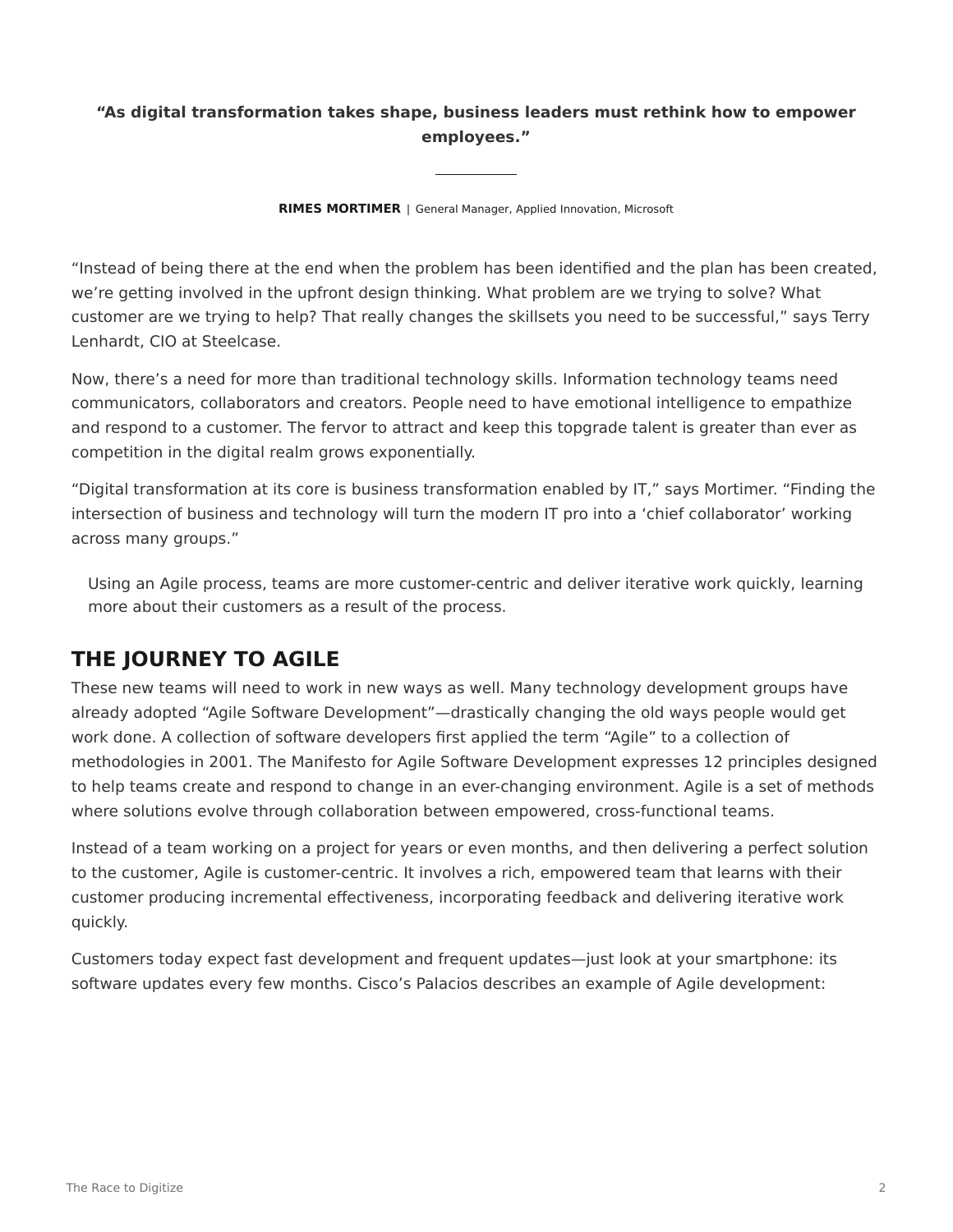**“As digital transformation takes shape, business leaders must rethink how to empower employees.”**

**RIMES MORTIMER** | General Manager, Applied Innovation, Microsoft

“Instead of being there at the end when the problem has been identified and the plan has been created, we’re getting involved in the upfront design thinking. What problem are we trying to solve? What customer are we trying to help? That really changes the skillsets you need to be successful,” says Terry Lenhardt, CIO at Steelcase.

Now, there’s a need for more than traditional technology skills. Information technology teams need communicators, collaborators and creators. People need to have emotional intelligence to empathize and respond to a customer. The fervor to attract and keep this topgrade talent is greater than ever as competition in the digital realm grows exponentially.

“Digital transformation at its core is business transformation enabled by IT,” says Mortimer. “Finding the intersection of business and technology will turn the modern IT pro into a ‘chief collaborator’ working across many groups.”

> Using an Agile process, teams are more customer-centric and deliver iterative work quickly, learning more about their customers as a result of the process.

## THE JOURNEY TO AGILE

These new teams will need to work in new ways as well. Many technology development groups have already adopted “Agile Software Development”—drastically changing the old ways people would get work done. A collection of software developers first applied the term “Agile” to a collection of methodologies in 2001. The Manifesto for Agile Software Development expresses 12 principles designed to help teams create and respond to change in an ever-changing environment. Agile is a set of methods where solutions evolve through collaboration between empowered, cross-functional teams.

Instead of a team working on a project for years or even months, and then delivering a perfect solution to the customer, Agile is customer-centric. It involves a rich, empowered team that learns with their customer producing incremental effectiveness, incorporating feedback and delivering iterative work quickly.

Customers today expect fast development and frequent updates—just look at your smartphone: its software updates every few months. Cisco’s Palacios describes an example of Agile development: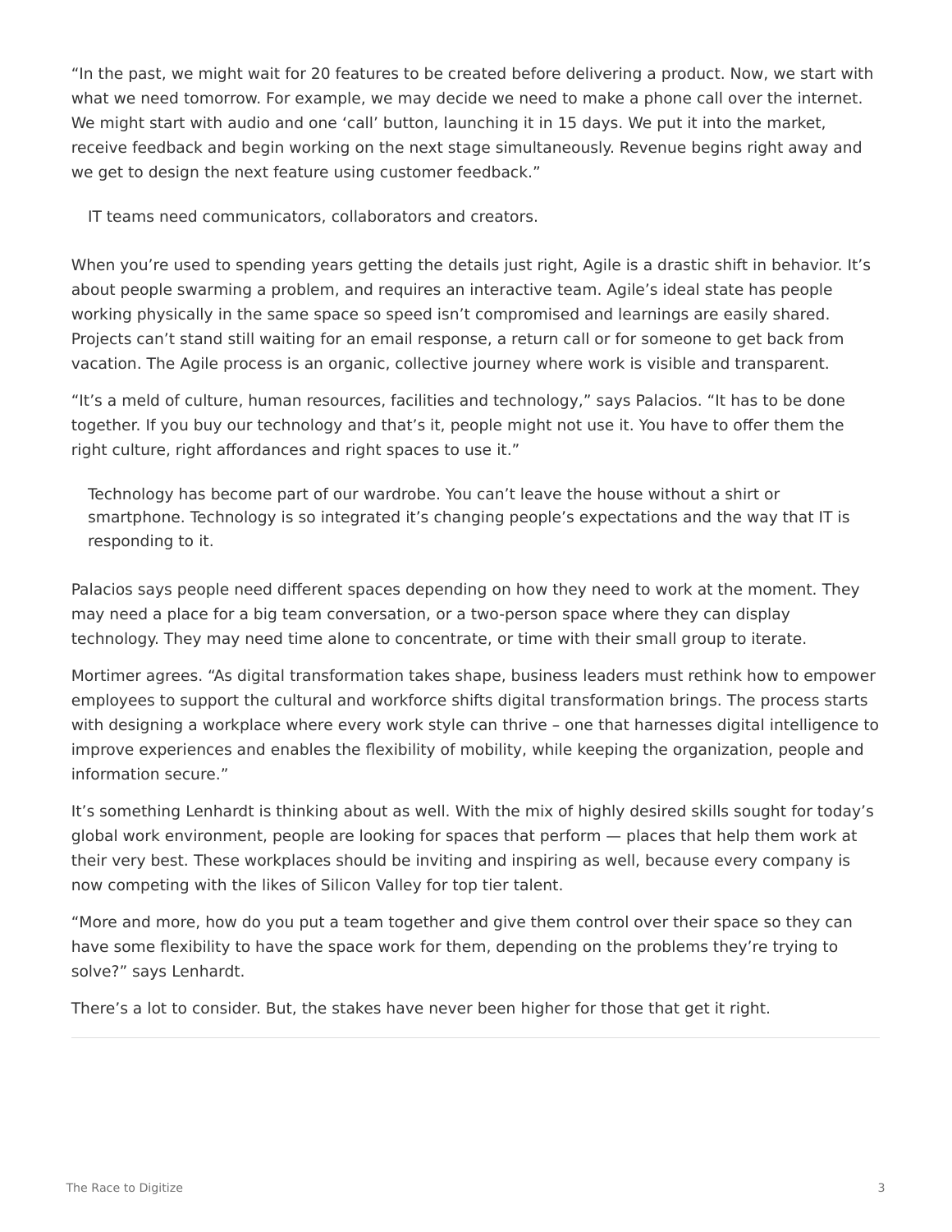"In the past, we might wait for 20 features to be created before delivering a product. Now, we start with what we need tomorrow. For example, we may decide we need to make a phone call over the internet. We might start with audio and one 'call' button, launching it in 15 days. We put it into the market, receive feedback and begin working on the next stage simultaneously. Revenue begins right away and we get to design the next feature using customer feedback."

> IT teams need communicators, collaborators and creators.

When you're used to spending years getting the details just right, Agile is a drastic shift in behavior. It's about people swarming a problem, and requires an interactive team. Agile's ideal state has people working physically in the same space so speed isn't compromised and learnings are easily shared. Projects can't stand still waiting for an email response, a return call or for someone to get back from vacation. The Agile process is an organic, collective journey where work is visible and transparent.

"It's a meld of culture, human resources, facilities and technology," says Palacios. "It has to be done together. If you buy our technology and that's it, people might not use it. You have to offer them the right culture, right affordances and right spaces to use it."

> Technology has become part of our wardrobe. You can't leave the house without a shirt or smartphone. Technology is so integrated it's changing people's expectations and the way that IT is responding to it.

Palacios says people need different spaces depending on how they need to work at the moment. They may need a place for a big team conversation, or a two-person space where they can display technology. They may need time alone to concentrate, or time with their small group to iterate.

Mortimer agrees. "As digital transformation takes shape, business leaders must rethink how to empower employees to support the cultural and workforce shifts digital transformation brings. The process starts with designing a workplace where every work style can thrive – one that harnesses digital intelligence to improve experiences and enables the flexibility of mobility, while keeping the organization, people and information secure."

It's something Lenhardt is thinking about as well. With the mix of highly desired skills sought for today's global work environment, people are looking for spaces that perform — places that help them work at their very best. These workplaces should be inviting and inspiring as well, because every company is now competing with the likes of Silicon Valley for top tier talent.

"More and more, how do you put a team together and give them control over their space so they can have some flexibility to have the space work for them, depending on the problems they're trying to solve?" says Lenhardt.

There's a lot to consider. But, the stakes have never been higher for those that get it right.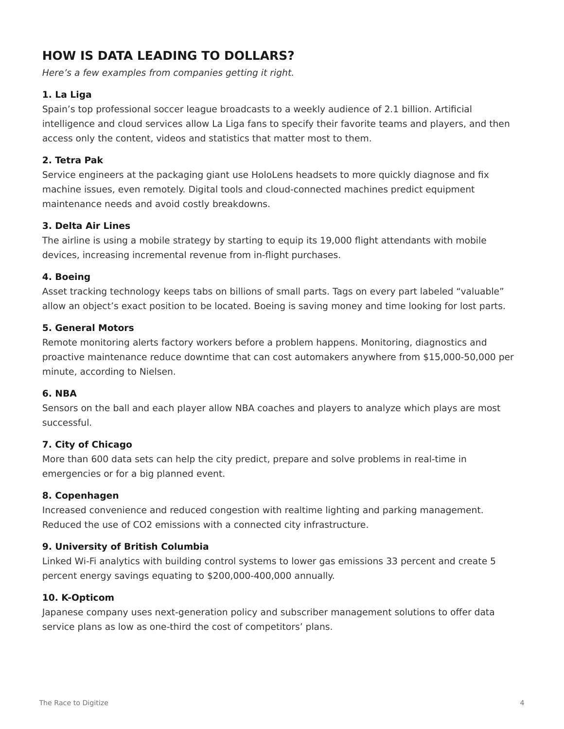## HOW IS DATA LEADING TO DOLLARS?

*Here's a few examples from companies getting it right.*

**1. La Liga**

Spain's top professional soccer league broadcasts to a weekly audience of 2.1 billion. Artificial intelligence and cloud services allow La Liga fans to specify their favorite teams and players, and then access only the content, videos and statistics that matter most to them.

**2. Tetra Pak**

Service engineers at the packaging giant use HoloLens headsets to more quickly diagnose and fix machine issues, even remotely. Digital tools and cloud-connected machines predict equipment maintenance needs and avoid costly breakdowns.

**3. Delta Air Lines**

The airline is using a mobile strategy by starting to equip its 19,000 flight attendants with mobile devices, increasing incremental revenue from in-flight purchases.

**4. Boeing**

Asset tracking technology keeps tabs on billions of small parts. Tags on every part labeled "valuable" allow an object's exact position to be located. Boeing is saving money and time looking for lost parts.

**5. General Motors**

Remote monitoring alerts factory workers before a problem happens. Monitoring, diagnostics and proactive maintenance reduce downtime that can cost automakers anywhere from $15,000-50,000 per minute, according to Nielsen.

**6. NBA**

Sensors on the ball and each player allow NBA coaches and players to analyze which plays are most successful.

**7. City of Chicago**

More than 600 data sets can help the city predict, prepare and solve problems in real-time in emergencies or for a big planned event.

**8. Copenhagen**

Increased convenience and reduced congestion with realtime lighting and parking management. Reduced the use of $CO_2$ emissions with a connected city infrastructure.

**9. University of British Columbia**

Linked Wi-Fi analytics with building control systems to lower gas emissions 33 percent and create 5 percent energy savings equating to $200,000-400,000 annually.

**10. K-Opticom**

Japanese company uses next-generation policy and subscriber management solutions to offer data service plans as low as one-third the cost of competitors' plans.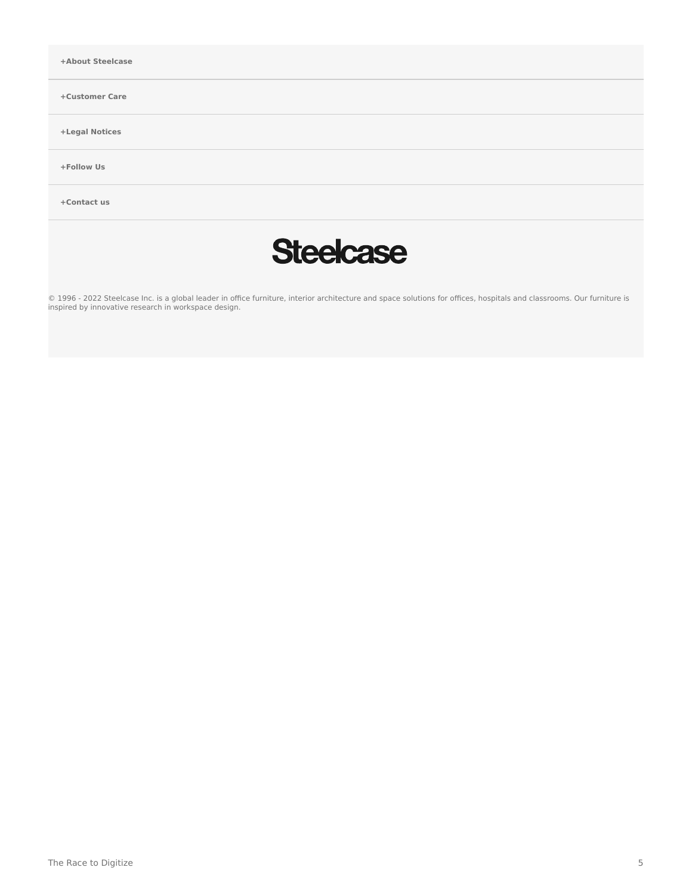**+About Steelcase**

**+Customer Care**

**+Legal Notices**

**+Follow Us**

**+Contact us**

Steelcase

© 1996 - 2022 Steelcase Inc. is a global leader in office furniture, interior architecture and space solutions for offices, hospitals and classrooms. Our furniture is inspired by innovative research in workspace design.